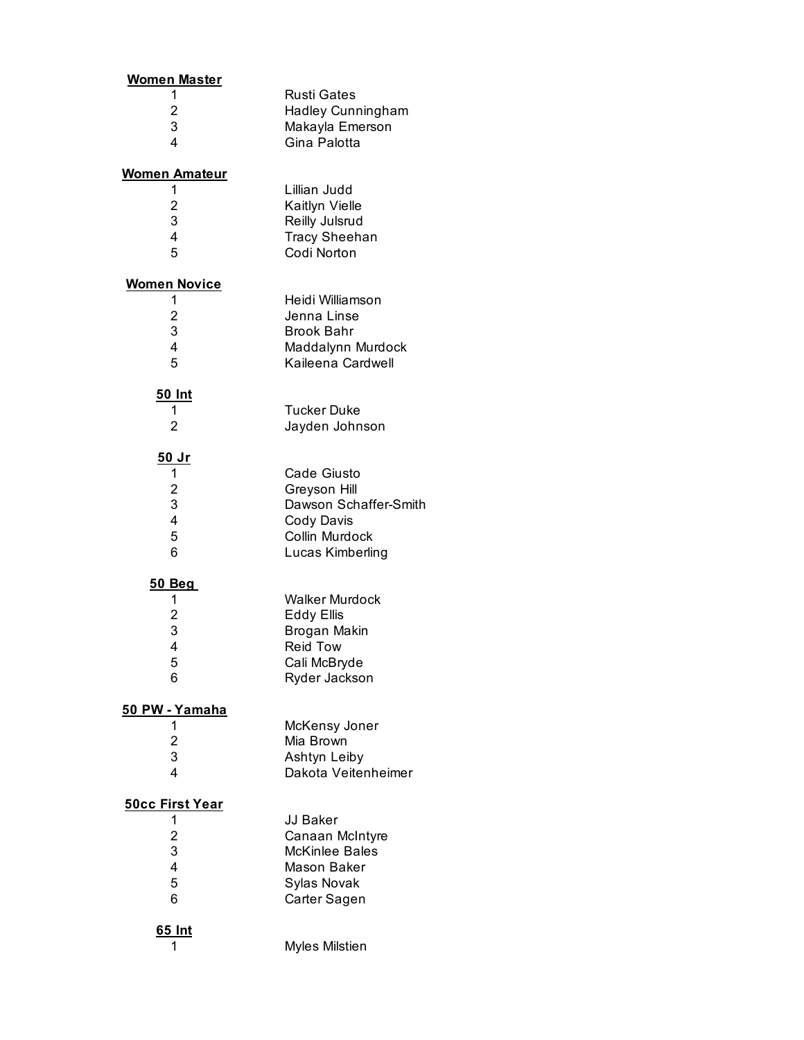**Women Master**

| | |
|---|---|
| 1 | Rusti Gates |
| 2 | Hadley Cunningham |
| 3 | Makayla Emerson |
| 4 | Gina Palotta |

**Women Amateur**

| | |
|---|---|
| 1 | Lillian Judd |
| 2 | Kaitlyn Vielle |
| 3 | Reilly Julsrud |
| 4 | Tracy Sheehan |
| 5 | Codi Norton |

**Women Novice**

| | |
|---|---|
| 1 | Heidi Williamson |
| 2 | Jenna Linse |
| 3 | Brook Bahr |
| 4 | Maddalynn Murdock |
| 5 | Kaileena Cardwell |

**50 Int**

| | |
|---|---|
| 1 | Tucker Duke |
| 2 | Jayden Johnson |

**50 Jr**

| | |
|---|---|
| 1 | Cade Giusto |
| 2 | Greyson Hill |
| 3 | Dawson Schaffer-Smith |
| 4 | Cody Davis |
| 5 | Collin Murdock |
| 6 | Lucas Kimberling |

**50 Beg**

| | |
|---|---|
| 1 | Walker Murdock |
| 2 | Eddy Ellis |
| 3 | Brogan Makin |
| 4 | Reid Tow |
| 5 | Cali McBryde |
| 6 | Ryder Jackson |

**50 PW - Yamaha**

| | |
|---|---|
| 1 | McKensy Joner |
| 2 | Mia Brown |
| 3 | Ashtyn Leiby |
| 4 | Dakota Veitenheimer |

**50cc First Year**

| | |
|---|---|
| 1 | JJ Baker |
| 2 | Canaan McIntyre |
| 3 | McKinlee Bales |
| 4 | Mason Baker |
| 5 | Sylas Novak |
| 6 | Carter Sagen |

**65 Int**

| | |
|---|---|
| 1 | Myles Milstien |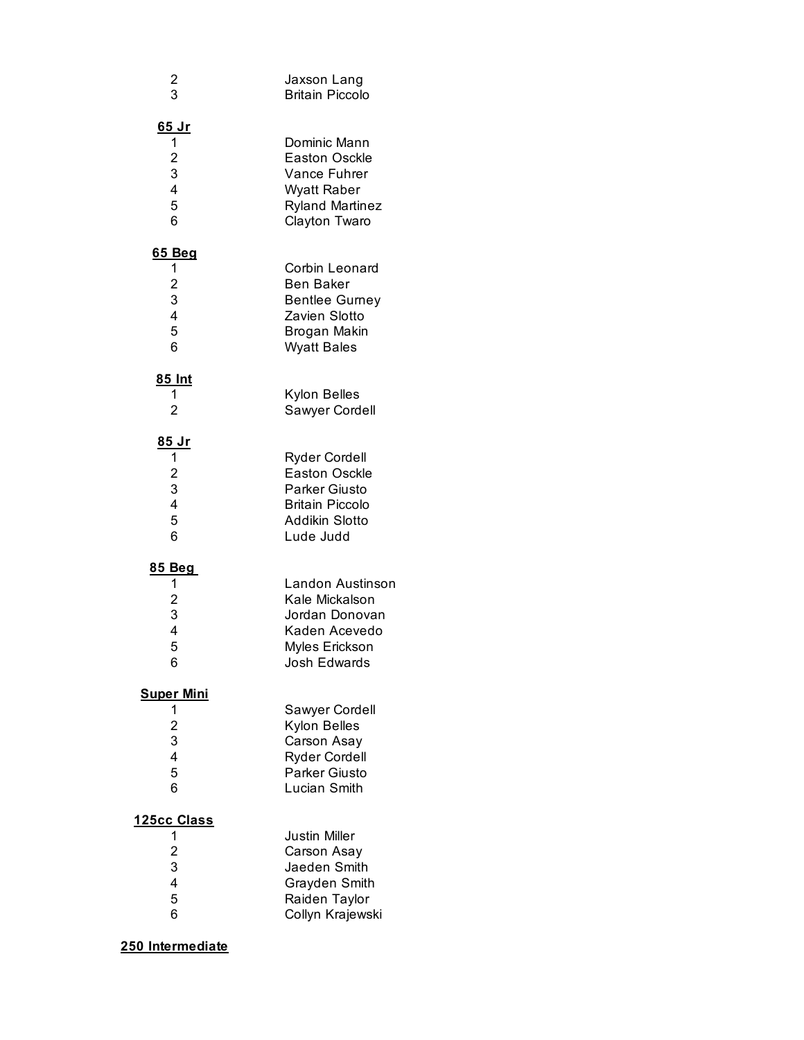| | |
|---|---|
| 2 | Jaxson Lang |
| 3 | Britain Piccolo |

**65 Jr**

| | |
|---|---|
| 1 | Dominic Mann |
| 2 | Easton Osckle |
| 3 | Vance Fuhrer |
| 4 | Wyatt Raber |
| 5 | Ryland Martinez |
| 6 | Clayton Twaro |

**65 Beg**

| | |
|---|---|
| 1 | Corbin Leonard |
| 2 | Ben Baker |
| 3 | Bentlee Gurney |
| 4 | Zavien Slotto |
| 5 | Brogan Makin |
| 6 | Wyatt Bales |

**85 Int**

| | |
|---|---|
| 1 | Kylon Belles |
| 2 | Sawyer Cordell |

**85 Jr**

| | |
|---|---|
| 1 | Ryder Cordell |
| 2 | Easton Osckle |
| 3 | Parker Giusto |
| 4 | Britain Piccolo |
| 5 | Addikin Slotto |
| 6 | Lude Judd |

**85 Beg**

| | |
|---|---|
| 1 | Landon Austinson |
| 2 | Kale Mickalson |
| 3 | Jordan Donovan |
| 4 | Kaden Acevedo |
| 5 | Myles Erickson |
| 6 | Josh Edwards |

**Super Mini**

| | |
|---|---|
| 1 | Sawyer Cordell |
| 2 | Kylon Belles |
| 3 | Carson Asay |
| 4 | Ryder Cordell |
| 5 | Parker Giusto |
| 6 | Lucian Smith |

**125cc Class**

| | |
|---|---|
| 1 | Justin Miller |
| 2 | Carson Asay |
| 3 | Jaeden Smith |
| 4 | Grayden Smith |
| 5 | Raiden Taylor |
| 6 | Collyn Krajewski |

**250 Intermediate**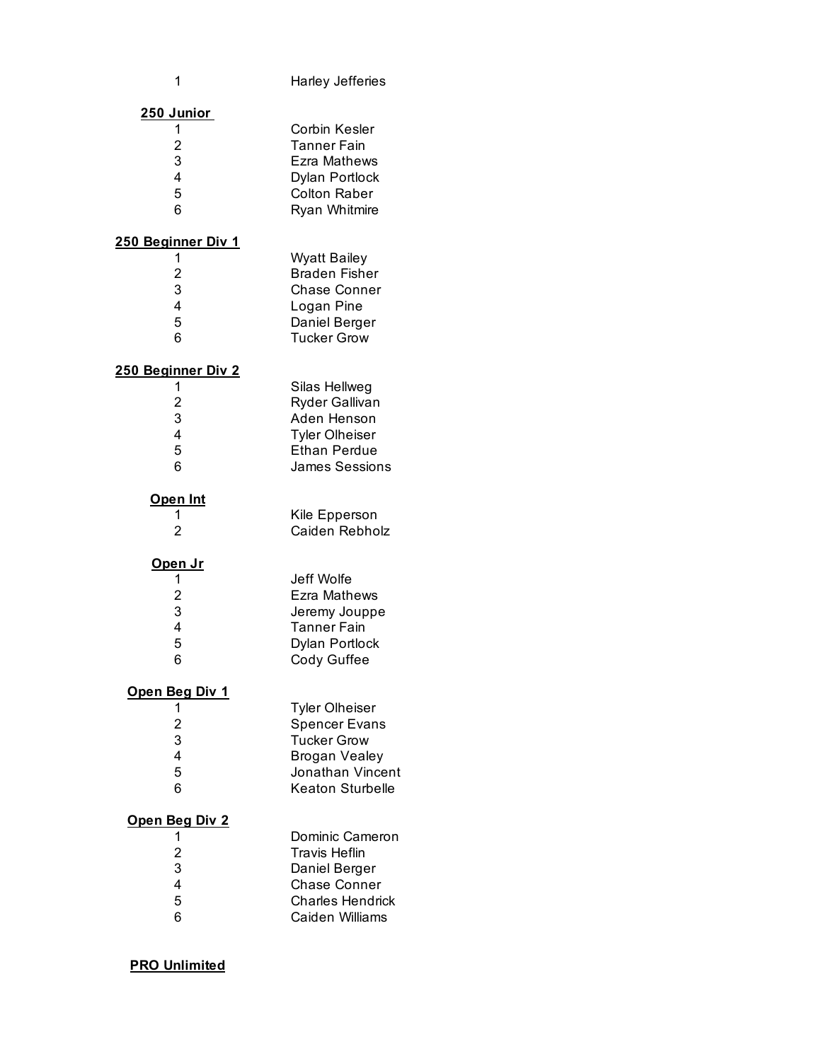| | |
|---|---|
| 1 | Harley Jefferies |

**250 Junior**

| | |
|---|---|
| 1 | Corbin Kesler |
| 2 | Tanner Fain |
| 3 | Ezra Mathews |
| 4 | Dylan Portlock |
| 5 | Colton Raber |
| 6 | Ryan Whitmire |

**250 Beginner Div 1**

| | |
|---|---|
| 1 | Wyatt Bailey |
| 2 | Braden Fisher |
| 3 | Chase Conner |
| 4 | Logan Pine |
| 5 | Daniel Berger |
| 6 | Tucker Grow |

**250 Beginner Div 2**

| | |
|---|---|
| 1 | Silas Hellweg |
| 2 | Ryder Gallivan |
| 3 | Aden Henson |
| 4 | Tyler Olheiser |
| 5 | Ethan Perdue |
| 6 | James Sessions |

**Open Int**

| | |
|---|---|
| 1 | Kile Epperson |
| 2 | Caiden Rebholz |

**Open Jr**

| | |
|---|---|
| 1 | Jeff Wolfe |
| 2 | Ezra Mathews |
| 3 | Jeremy Jouppe |
| 4 | Tanner Fain |
| 5 | Dylan Portlock |
| 6 | Cody Guffee |

**Open Beg Div 1**

| | |
|---|---|
| 1 | Tyler Olheiser |
| 2 | Spencer Evans |
| 3 | Tucker Grow |
| 4 | Brogan Vealey |
| 5 | Jonathan Vincent |
| 6 | Keaton Sturbelle |

**Open Beg Div 2**

| | |
|---|---|
| 1 | Dominic Cameron |
| 2 | Travis Heflin |
| 3 | Daniel Berger |
| 4 | Chase Conner |
| 5 | Charles Hendrick |
| 6 | Caiden Williams |

**PRO Unlimited**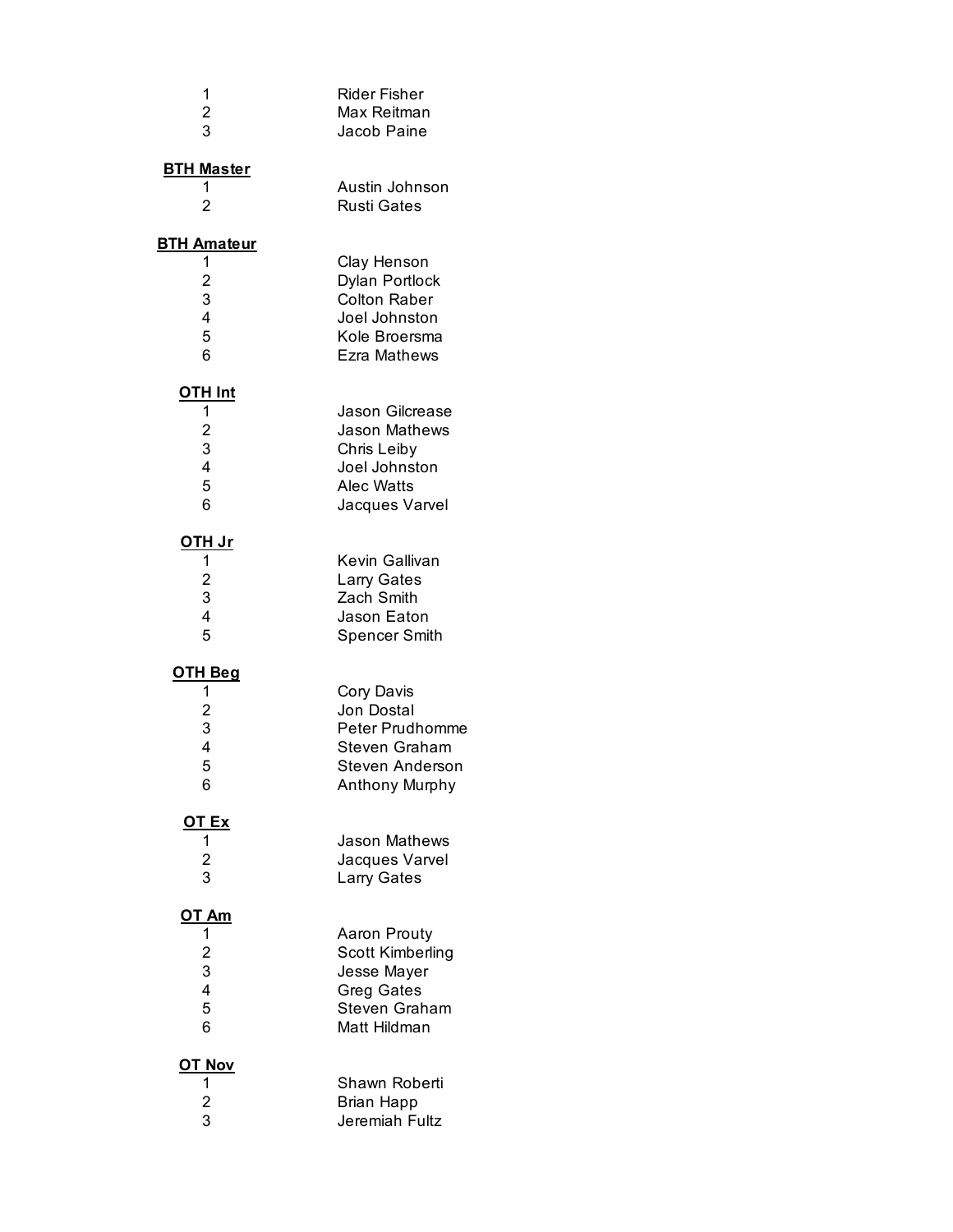1 Rider Fisher
2 Max Reitman
3 Jacob Paine

**BTH Master**

1 Austin Johnson
2 Rusti Gates

**BTH Amateur**

1 Clay Henson
2 Dylan Portlock
3 Colton Raber
4 Joel Johnston
5 Kole Broersma
6 Ezra Mathews

**OTH Int**

1 Jason Gilcrease
2 Jason Mathews
3 Chris Leiby
4 Joel Johnston
5 Alec Watts
6 Jacques Varvel

**OTH Jr**

1 Kevin Gallivan
2 Larry Gates
3 Zach Smith
4 Jason Eaton
5 Spencer Smith

**OTH Beg**

1 Cory Davis
2 Jon Dostal
3 Peter Prudhomme
4 Steven Graham
5 Steven Anderson
6 Anthony Murphy

**OT Ex**

1 Jason Mathews
2 Jacques Varvel
3 Larry Gates

**OT Am**

1 Aaron Prouty
2 Scott Kimberling
3 Jesse Mayer
4 Greg Gates
5 Steven Graham
6 Matt Hildman

**OT Nov**

1 Shawn Roberti
2 Brian Happ
3 Jeremiah Fultz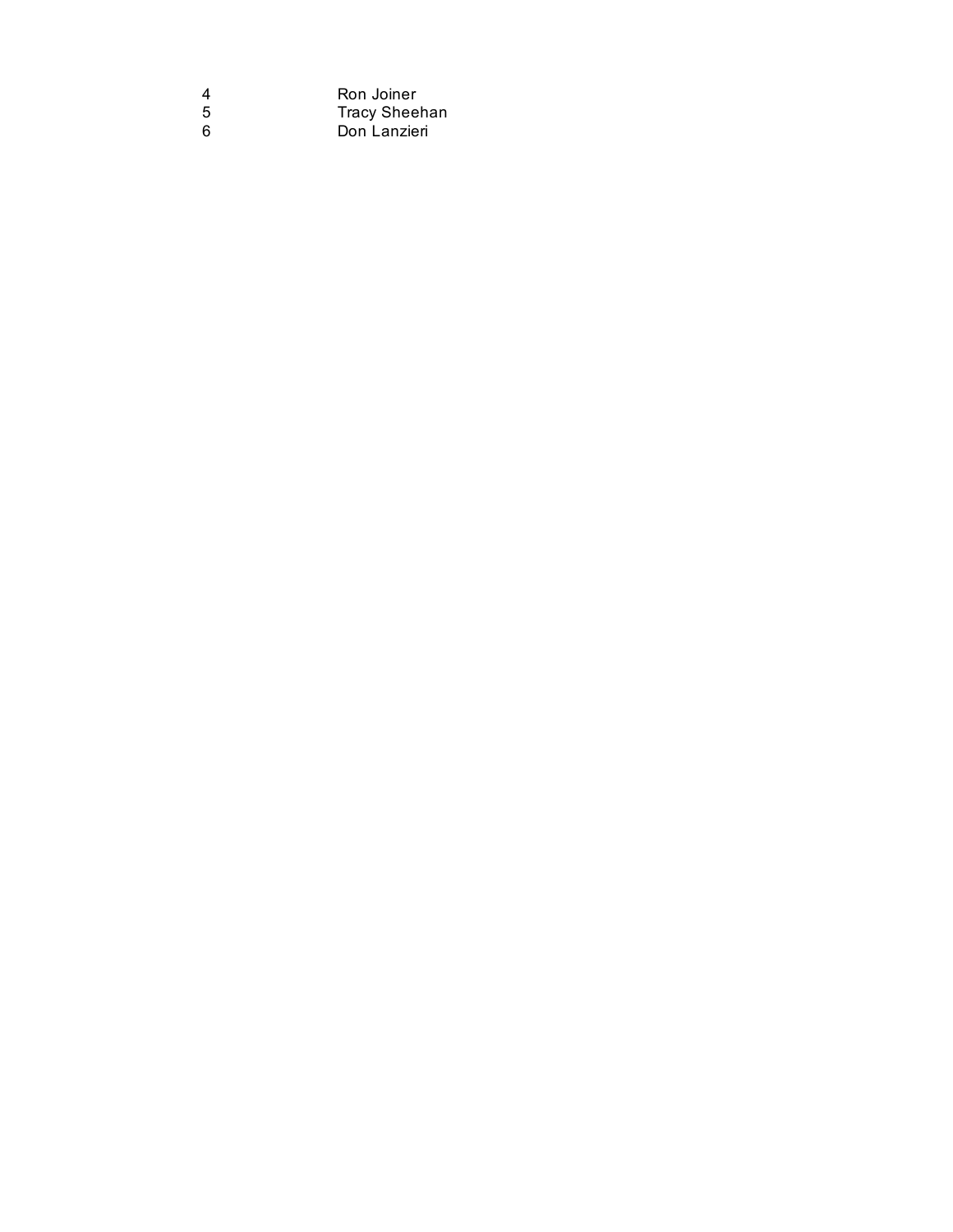| | |
|---|---|
| 4 | Ron Joiner |
| 5 | Tracy Sheehan |
| 6 | Don Lanzieri |